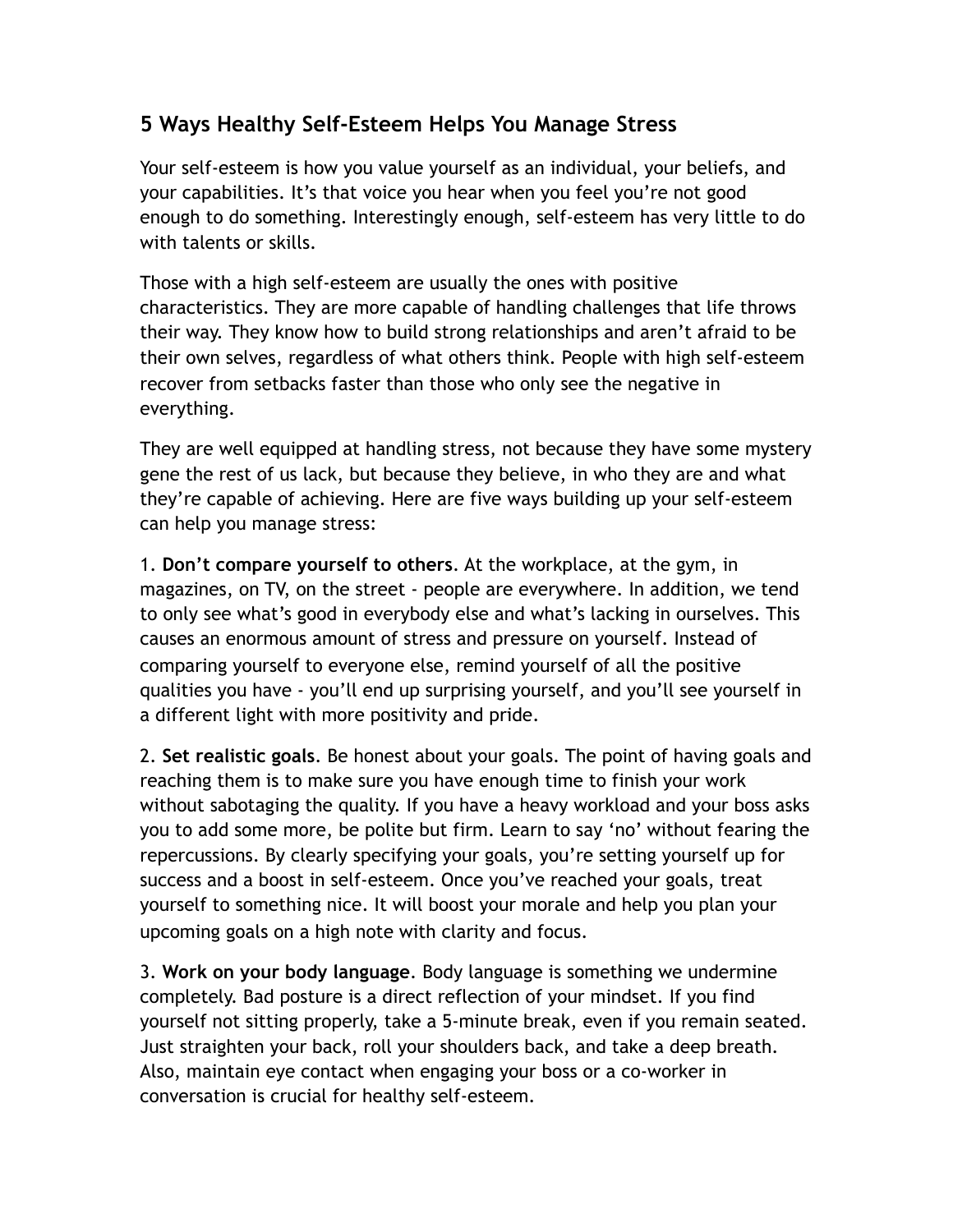## 5 Ways Healthy Self-Esteem Helps You Manage Stress

Your self-esteem is how you value yourself as an individual, your beliefs, and your capabilities. It's that voice you hear when you feel you're not good enough to do something. Interestingly enough, self-esteem has very little to do with talents or skills.

Those with a high self-esteem are usually the ones with positive characteristics. They are more capable of handling challenges that life throws their way. They know how to build strong relationships and aren't afraid to be their own selves, regardless of what others think. People with high self-esteem recover from setbacks faster than those who only see the negative in everything.

They are well equipped at handling stress, not because they have some mystery gene the rest of us lack, but because they believe, in who they are and what they're capable of achieving. Here are five ways building up your self-esteem can help you manage stress:

1. **Don't compare yourself to others**. At the workplace, at the gym, in magazines, on TV, on the street - people are everywhere. In addition, we tend to only see what's good in everybody else and what's lacking in ourselves. This causes an enormous amount of stress and pressure on yourself. Instead of comparing yourself to everyone else, remind yourself of all the positive qualities you have - you'll end up surprising yourself, and you'll see yourself in a different light with more positivity and pride.

2. **Set realistic goals**. Be honest about your goals. The point of having goals and reaching them is to make sure you have enough time to finish your work without sabotaging the quality. If you have a heavy workload and your boss asks you to add some more, be polite but firm. Learn to say 'no' without fearing the repercussions. By clearly specifying your goals, you're setting yourself up for success and a boost in self-esteem. Once you've reached your goals, treat yourself to something nice. It will boost your morale and help you plan your upcoming goals on a high note with clarity and focus.

3. **Work on your body language**. Body language is something we undermine completely. Bad posture is a direct reflection of your mindset. If you find yourself not sitting properly, take a 5-minute break, even if you remain seated. Just straighten your back, roll your shoulders back, and take a deep breath. Also, maintain eye contact when engaging your boss or a co-worker in conversation is crucial for healthy self-esteem.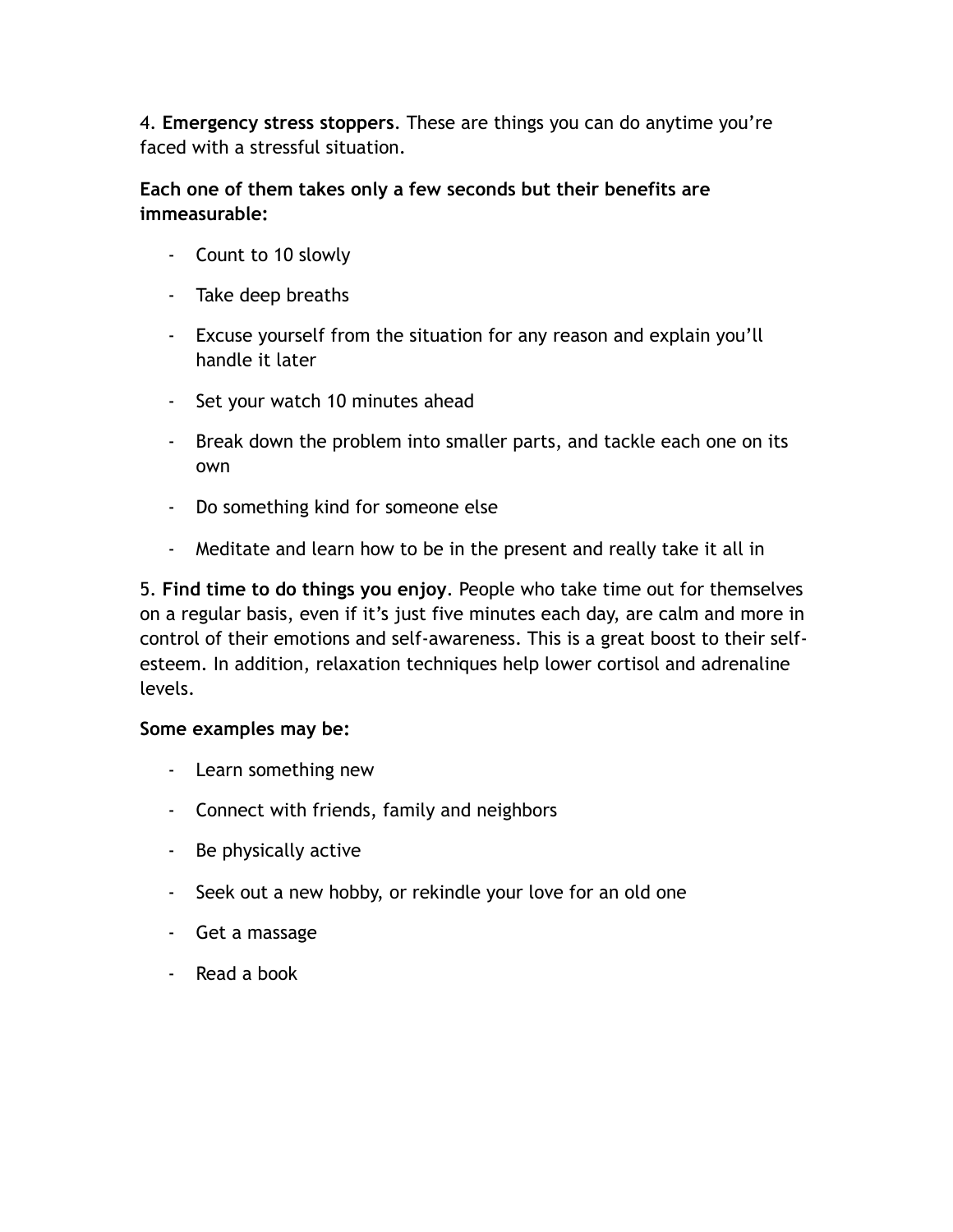4. **Emergency stress stoppers**. These are things you can do anytime you're faced with a stressful situation.

**Each one of them takes only a few seconds but their benefits are immeasurable:**

- Count to 10 slowly
- Take deep breaths
- Excuse yourself from the situation for any reason and explain you'll handle it later
- Set your watch 10 minutes ahead
- Break down the problem into smaller parts, and tackle each one on its own
- Do something kind for someone else
- Meditate and learn how to be in the present and really take it all in

5. **Find time to do things you enjoy**. People who take time out for themselves on a regular basis, even if it's just five minutes each day, are calm and more in control of their emotions and self-awareness. This is a great boost to their self-esteem. In addition, relaxation techniques help lower cortisol and adrenaline levels.

**Some examples may be:**

- Learn something new
- Connect with friends, family and neighbors
- Be physically active
- Seek out a new hobby, or rekindle your love for an old one
- Get a massage
- Read a book